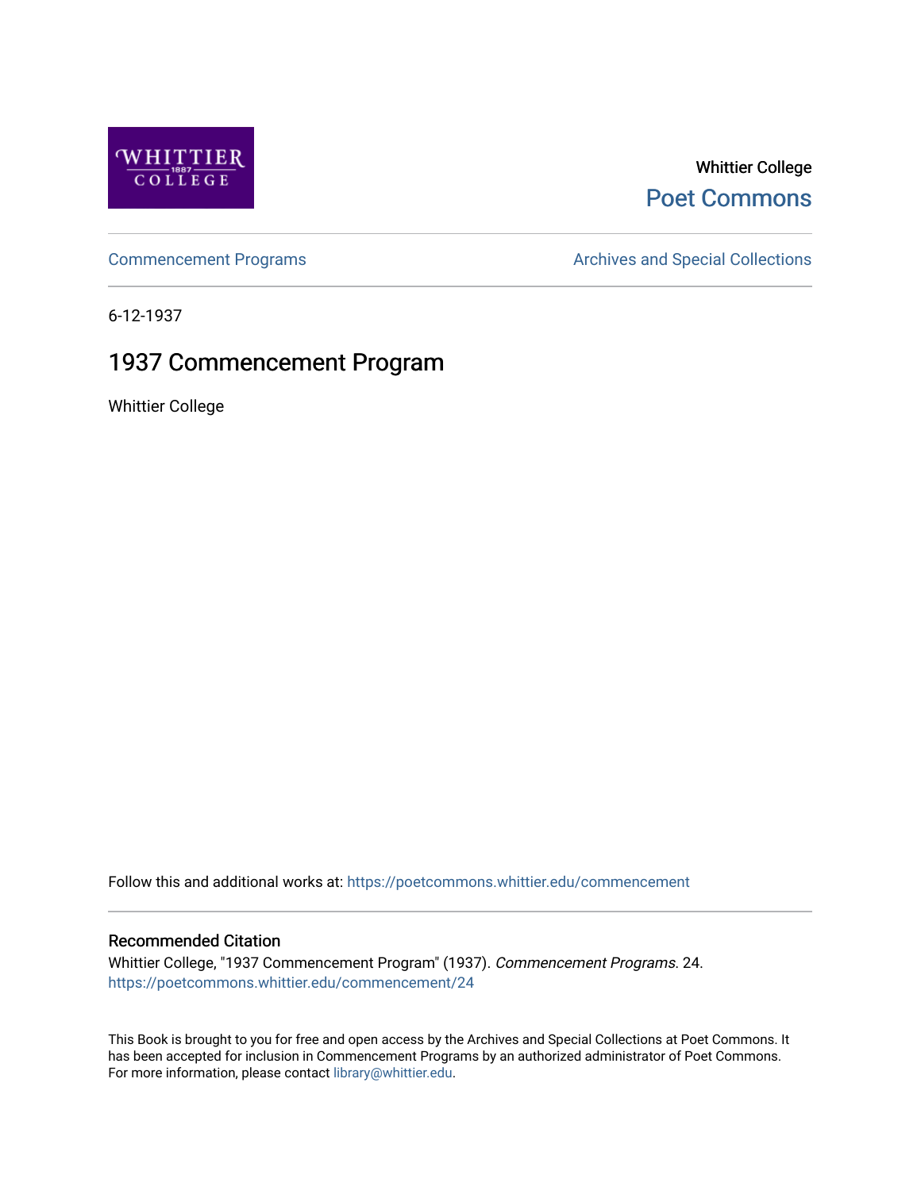Whittier College

Poet Commons

Commencement Programs

Archives and Special Collections

6-12-1937

# 1937 Commencement Program

Whittier College

Follow this and additional works at: https://poetcommons.whittier.edu/commencement

## Recommended Citation

Whittier College, "1937 Commencement Program" (1937). *Commencement Programs*. 24.
https://poetcommons.whittier.edu/commencement/24

This Book is brought to you for free and open access by the Archives and Special Collections at Poet Commons. It has been accepted for inclusion in Commencement Programs by an authorized administrator of Poet Commons. For more information, please contact library@whittier.edu.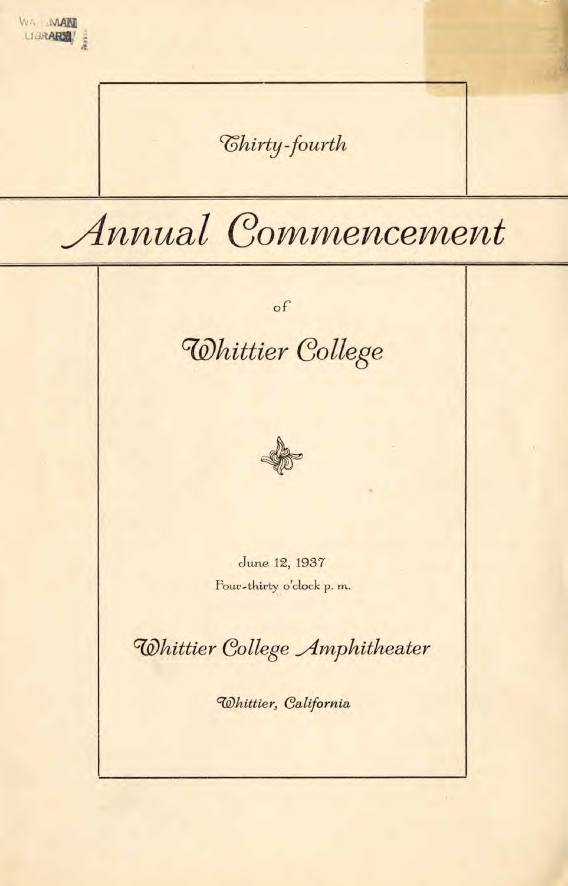*Thirty-fourth*

# *Annual Commencement*

of

## *Whittier College*

June 12, 1937

Four-thirty o'clock p. m.

*Whittier College Amphitheater*

*Whittier, California*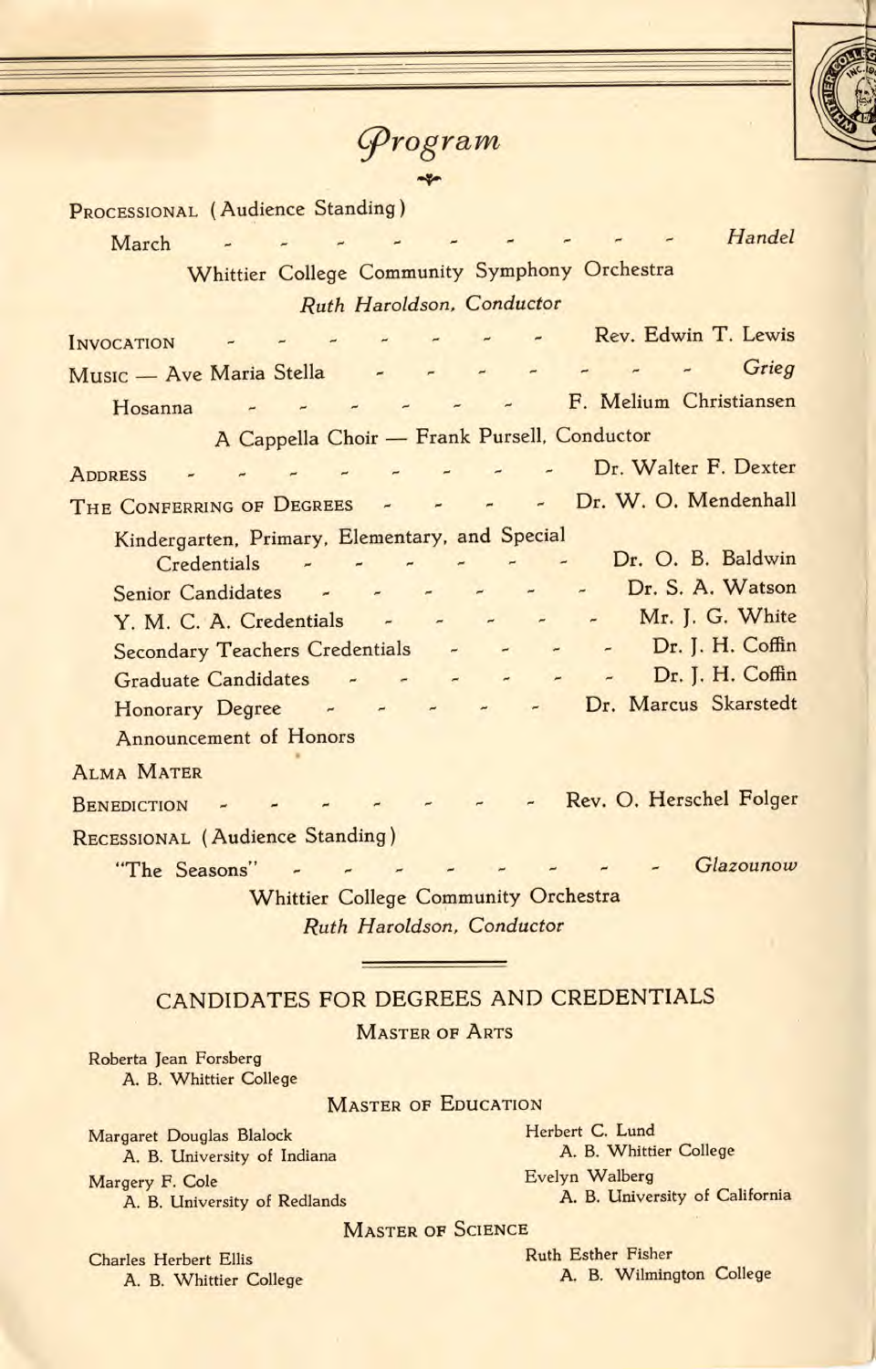# Program

PROCESSIONAL (Audience Standing)

March - - - - - - - - - - *Handel*

Whittier College Community Symphony Orchestra

*Ruth Haroldson, Conductor*

INVOCATION - - - - - - - - Rev. Edwin T. Lewis

MUSIC — Ave Maria Stella - - - - - - - - *Grieg*

Hosanna - - - - - - - F. Melium Christiansen

A Cappella Choir — Frank Pursell, Conductor

ADDRESS - - - - - - - - - Dr. Walter F. Dexter

THE CONFERRING OF DEGREES - - - - Dr. W. O. Mendenhall

Kindergarten, Primary, Elementary, and Special Credentials - - - - - - Dr. O. B. Baldwin

Senior Candidates - - - - - - - Dr. S. A. Watson

Y. M. C. A. Credentials - - - - - - Mr. J. G. White

Secondary Teachers Credentials - - - - Dr. J. H. Coffin

Graduate Candidates - - - - - - - Dr. J. H. Coffin

Honorary Degree - - - - - - Dr. Marcus Skarstedt

Announcement of Honors

ALMA MATER

BENEDICTION - - - - - - - - Rev. O. Herschel Folger

RECESSIONAL (Audience Standing)

"The Seasons" - - - - - - - - - *Glazounow*

Whittier College Community Orchestra

*Ruth Haroldson, Conductor*

## CANDIDATES FOR DEGREES AND CREDENTIALS

### MASTER OF ARTS

Roberta Jean Forsberg
A. B. Whittier College

### MASTER OF EDUCATION

Margaret Douglas Blalock
A. B. University of Indiana

Margery F. Cole
A. B. University of Redlands

Herbert C. Lund
A. B. Whittier College

Evelyn Walberg
A. B. University of California

### MASTER OF SCIENCE

Charles Herbert Ellis
A. B. Whittier College

Ruth Esther Fisher
A. B. Wilmington College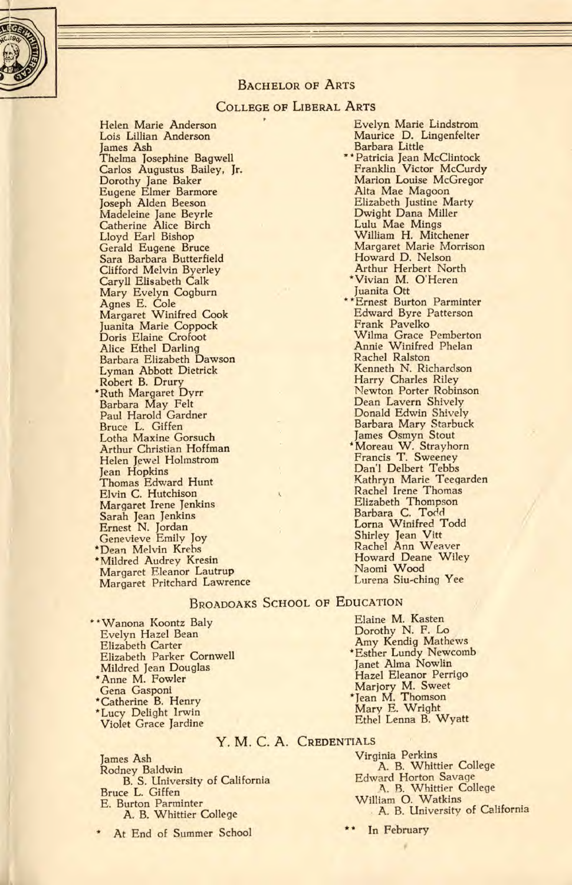## Bachelor of Arts

### College of Liberal Arts

Helen Marie Anderson
Lois Lillian Anderson
James Ash
Thelma Josephine Bagwell
Carlos Augustus Bailey, Jr.
Dorothy Jane Baker
Eugene Elmer Barmore
Joseph Alden Beeson
Madeleine Jane Beyrle
Catherine Alice Birch
Lloyd Earl Bishop
Gerald Eugene Bruce
Sara Barbara Butterfield
Clifford Melvin Byerley
Caryll Elisabeth Calk
Mary Evelyn Cogburn
Agnes E. Cole
Margaret Winifred Cook
Juanita Marie Coppock
Doris Elaine Crofoot
Alice Ethel Darling
Barbara Elizabeth Dawson
Lyman Abbott Dietrick
Robert B. Drury
*Ruth Margaret Dyrr
Barbara May Felt
Paul Harold Gardner
Bruce L. Giffen
Lotha Maxine Gorsuch
Arthur Christian Hoffman
Helen Jewel Holmstrom
Jean Hopkins
Thomas Edward Hunt
Elvin C. Hutchison
Margaret Irene Jenkins
Sarah Jean Jenkins
Ernest N. Jordan
Genevieve Emily Joy
*Dean Melvin Krebs
*Mildred Audrey Kresin
Margaret Eleanor Lautrup
Margaret Pritchard Lawrence
Evelyn Marie Lindstrom
Maurice D. Lingenfelter
Barbara Little
**Patricia Jean McClintock
Franklin Victor McCurdy
Marion Louise McGregor
Alta Mae Magoon
Elizabeth Justine Marty
Dwight Dana Miller
Lulu Mae Mings
William H. Mitchener
Margaret Marie Morrison
Howard D. Nelson
Arthur Herbert North
*Vivian M. O'Heren
Juanita Ott
**Ernest Burton Parminter
Edward Byre Patterson
Frank Pavelko
Wilma Grace Pemberton
Annie Winifred Phelan
Rachel Ralston
Kenneth N. Richardson
Harry Charles Riley
Newton Porter Robinson
Dean Lavern Shively
Donald Edwin Shively
Barbara Mary Starbuck
James Osmyn Stout
*Moreau W. Strayhorn
Francis T. Sweeney
Dan'l Delbert Tebbs
Kathryn Marie Teegarden
Rachel Irene Thomas
Elizabeth Thompson
Barbara C. Todd
Lorna Winifred Todd
Shirley Jean Vitt
Rachel Ann Weaver
Howard Deane Wiley
Naomi Wood
Lurena Siu-ching Yee

### Broadoaks School of Education

**Wanona Koontz Baly
Evelyn Hazel Bean
Elizabeth Carter
Elizabeth Parker Cornwell
Mildred Jean Douglas
*Anne M. Fowler
Gena Gasponi
*Catherine B. Henry
*Lucy Delight Irwin
Violet Grace Jardine
Elaine M. Kasten
Dorothy N. F. Lo
Amy Kendig Mathews
*Esther Lundy Newcomb
Janet Alma Nowlin
Hazel Eleanor Perrigo
Marjory M. Sweet
*Jean M. Thomson
Mary E. Wright
Ethel Lenna B. Wyatt

### Y. M. C. A. Credentials

James Ash
Rodney Baldwin
  B. S. University of California
Bruce L. Giffen
E. Burton Parminter
  A. B. Whittier College
Virginia Perkins
  A. B. Whittier College
Edward Horton Savage
  A. B. Whittier College
William O. Watkins
  A. B. University of California

\* At End of Summer School

\*\* In February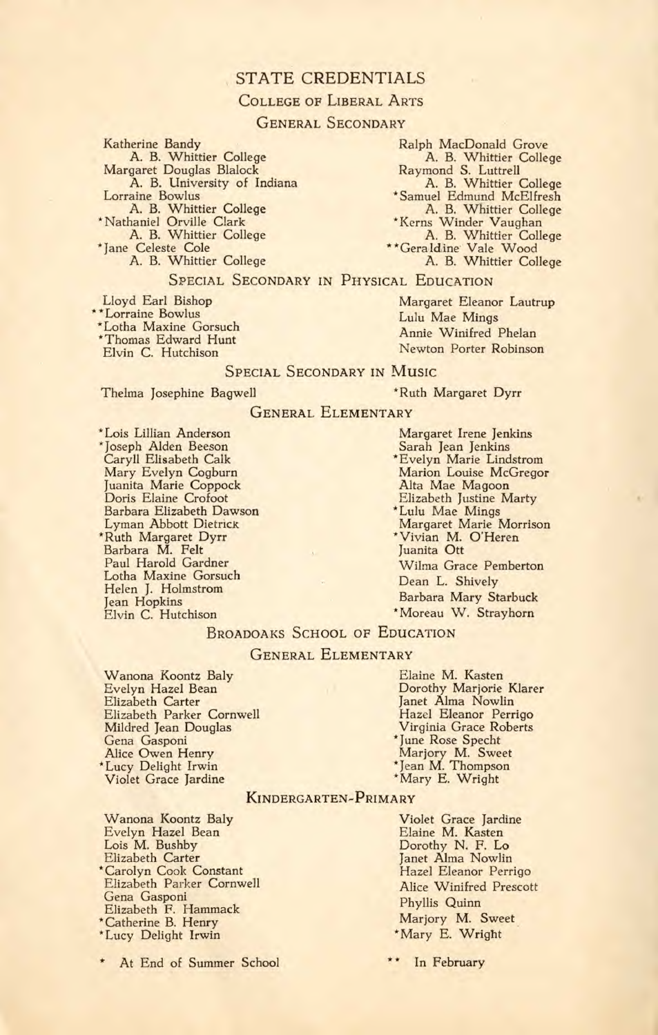# STATE CREDENTIALS

## College of Liberal Arts

### General Secondary

Katherine Bandy
A. B. Whittier College
Margaret Douglas Blalock
A. B. University of Indiana
Lorraine Bowlus
A. B. Whittier College
*Nathaniel Orville Clark
A. B. Whittier College
*Jane Celeste Cole
A. B. Whittier College
Ralph MacDonald Grove
A. B. Whittier College
Raymond S. Luttrell
A. B. Whittier College
*Samuel Edmund McElfresh
A. B. Whittier College
*Kerns Winder Vaughan
A. B. Whittier College
**Geraldine Vale Wood
A. B. Whittier College

### Special Secondary in Physical Education

Lloyd Earl Bishop
**Lorraine Bowlus
*Lotha Maxine Gorsuch
*Thomas Edward Hunt
Elvin C. Hutchison
Margaret Eleanor Lautrup
Lulu Mae Mings
Annie Winifred Phelan
Newton Porter Robinson

### Special Secondary in Music

Thelma Josephine Bagwell
*Ruth Margaret Dyrr

### General Elementary

*Lois Lillian Anderson
*Joseph Alden Beeson
Caryll Elisabeth Calk
Mary Evelyn Cogburn
Juanita Marie Coppock
Doris Elaine Crofoot
Barbara Elizabeth Dawson
Lyman Abbott Dietrick
*Ruth Margaret Dyrr
Barbara M. Felt
Paul Harold Gardner
Lotha Maxine Gorsuch
Helen J. Holmstrom
Jean Hopkins
Elvin C. Hutchison
Margaret Irene Jenkins
Sarah Jean Jenkins
*Evelyn Marie Lindstrom
Marion Louise McGregor
Alta Mae Magoon
Elizabeth Justine Marty
*Lulu Mae Mings
Margaret Marie Morrison
*Vivian M. O'Heren
Juanita Ott
Wilma Grace Pemberton
Dean L. Shively
Barbara Mary Starbuck
*Moreau W. Strayhorn

## Broadoaks School of Education

### General Elementary

Wanona Koontz Baly
Evelyn Hazel Bean
Elizabeth Carter
Elizabeth Parker Cornwell
Mildred Jean Douglas
Gena Gasponi
Alice Owen Henry
*Lucy Delight Irwin
Violet Grace Jardine
Elaine M. Kasten
Dorothy Marjorie Klarer
Janet Alma Nowlin
Hazel Eleanor Perrigo
Virginia Grace Roberts
*June Rose Specht
Marjory M. Sweet
*Jean M. Thompson
*Mary E. Wright

### Kindergarten-Primary

Wanona Koontz Baly
Evelyn Hazel Bean
Lois M. Bushby
Elizabeth Carter
*Carolyn Cook Constant
Elizabeth Parker Cornwell
Gena Gasponi
Elizabeth F. Hammack
*Catherine B. Henry
*Lucy Delight Irwin
Violet Grace Jardine
Elaine M. Kasten
Dorothy N. F. Lo
Janet Alma Nowlin
Hazel Eleanor Perrigo
Alice Winifred Prescott
Phyllis Quinn
Marjory M. Sweet
*Mary E. Wright

\* At End of Summer School

\*\* In February